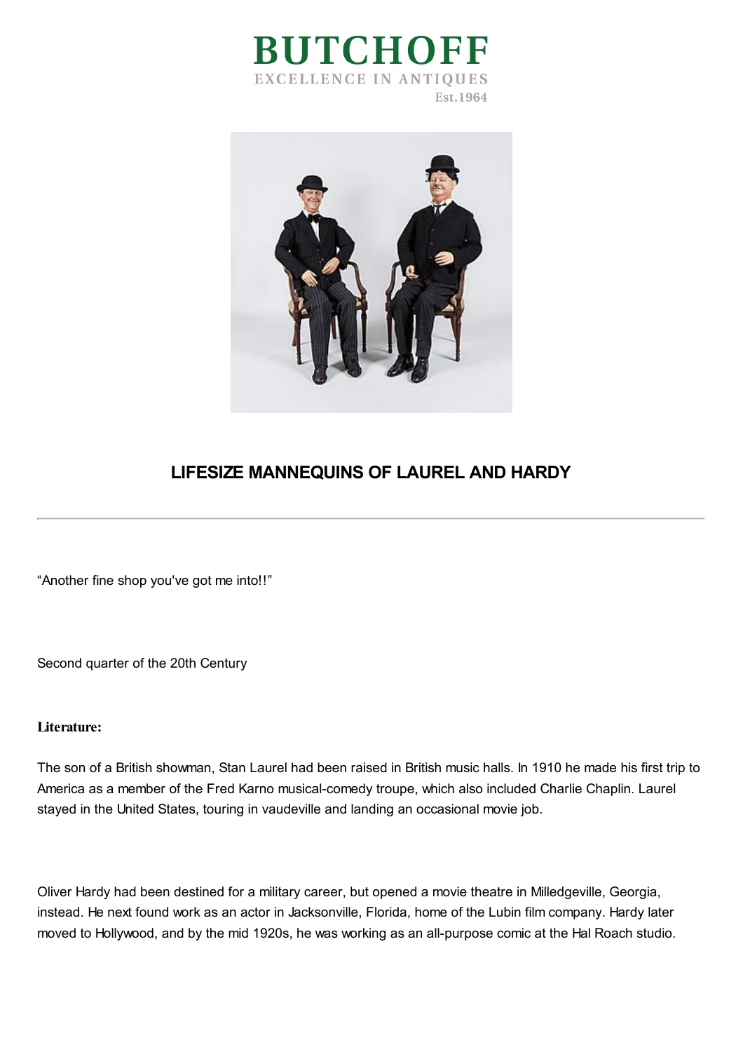# BUTCHOFF

EXCELLENCE IN ANTIQUES

Est.1964

## LIFESIZE MANNEQUINS OF LAUREL AND HARDY

---

“Another fine shop you've got me into!!”

Second quarter of the 20th Century

**Literature:**

The son of a British showman, Stan Laurel had been raised in British music halls. In 1910 he made his first trip to America as a member of the Fred Karno musical-comedy troupe, which also included Charlie Chaplin. Laurel stayed in the United States, touring in vaudeville and landing an occasional movie job.

Oliver Hardy had been destined for a military career, but opened a movie theatre in Milledgeville, Georgia, instead. He next found work as an actor in Jacksonville, Florida, home of the Lubin film company. Hardy later moved to Hollywood, and by the mid 1920s, he was working as an all-purpose comic at the Hal Roach studio.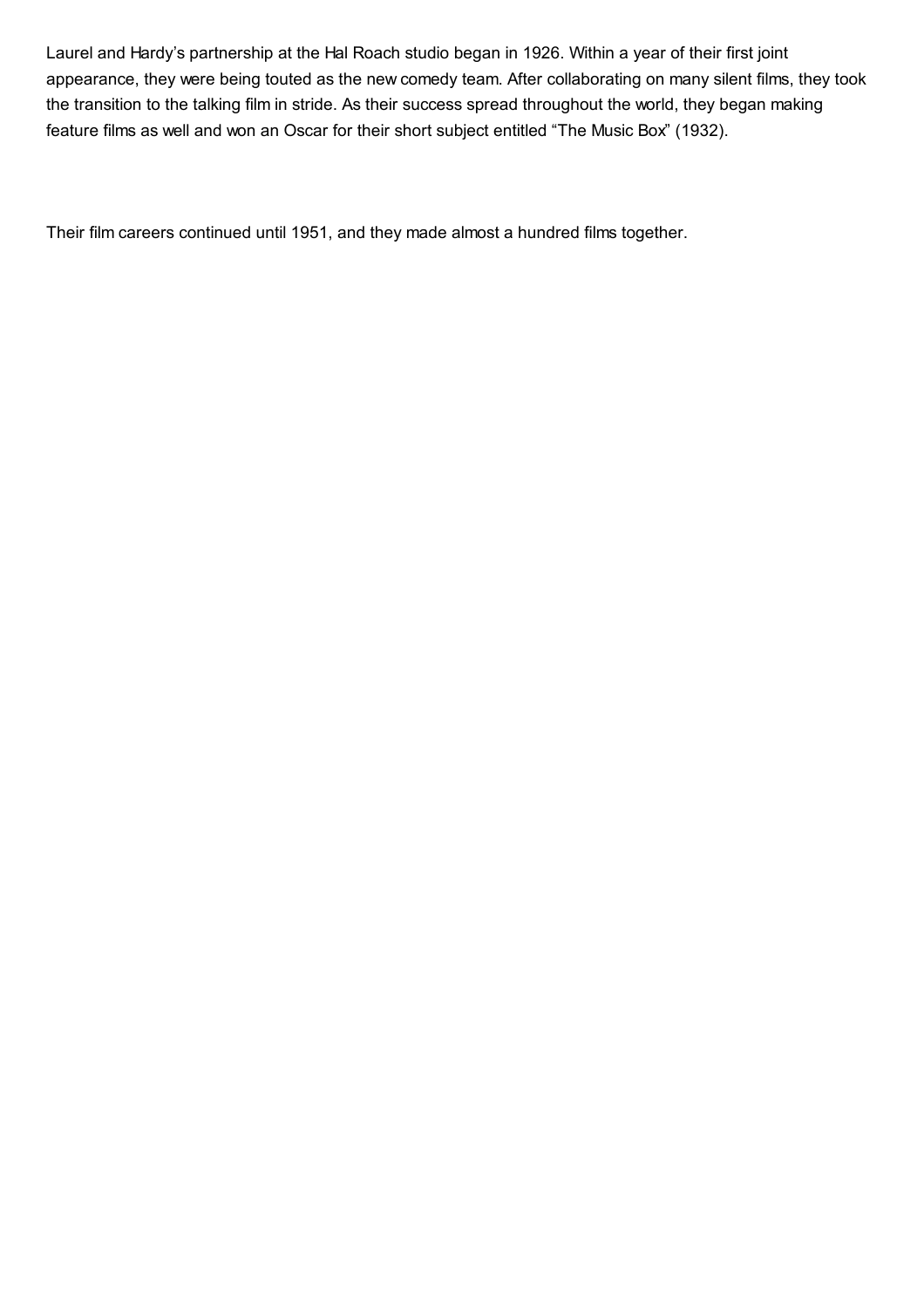Laurel and Hardy’s partnership at the Hal Roach studio began in 1926. Within a year of their first joint appearance, they were being touted as the new comedy team. After collaborating on many silent films, they took the transition to the talking film in stride. As their success spread throughout the world, they began making feature films as well and won an Oscar for their short subject entitled “The Music Box” (1932).

Their film careers continued until 1951, and they made almost a hundred films together.